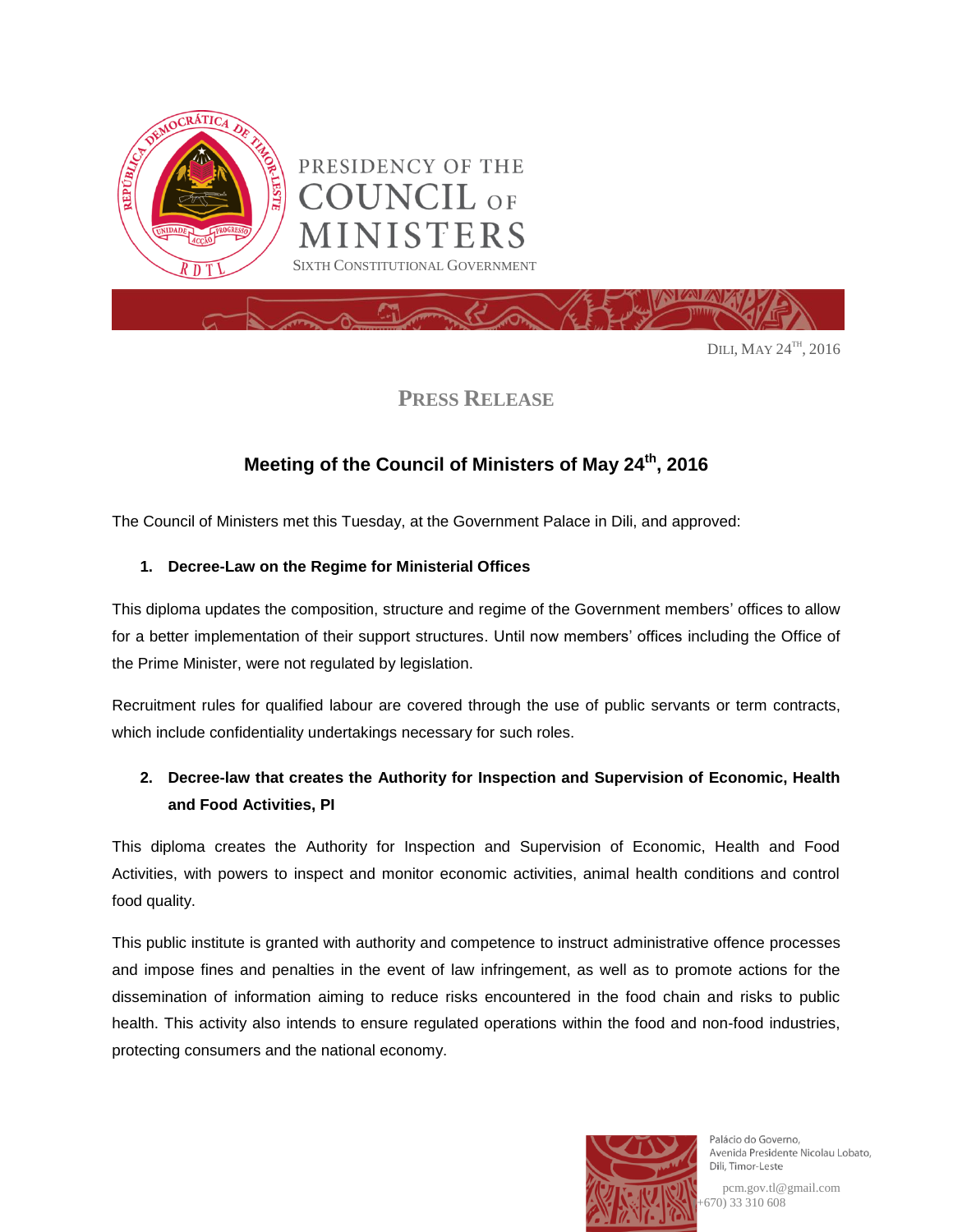PRESIDENCY OF THE COUNCIL OF MINISTERS

SIXTH CONSTITUTIONAL GOVERNMENT

DILI, MAY 24TH, 2016

## PRESS RELEASE

### Meeting of the Council of Ministers of May 24th, 2016

The Council of Ministers met this Tuesday, at the Government Palace in Dili, and approved:

1. **Decree-Law on the Regime for Ministerial Offices**

This diploma updates the composition, structure and regime of the Government members' offices to allow for a better implementation of their support structures. Until now members' offices including the Office of the Prime Minister, were not regulated by legislation.

Recruitment rules for qualified labour are covered through the use of public servants or term contracts, which include confidentiality undertakings necessary for such roles.

2. **Decree-law that creates the Authority for Inspection and Supervision of Economic, Health and Food Activities, PI**

This diploma creates the Authority for Inspection and Supervision of Economic, Health and Food Activities, with powers to inspect and monitor economic activities, animal health conditions and control food quality.

This public institute is granted with authority and competence to instruct administrative offence processes and impose fines and penalties in the event of law infringement, as well as to promote actions for the dissemination of information aiming to reduce risks encountered in the food chain and risks to public health. This activity also intends to ensure regulated operations within the food and non-food industries, protecting consumers and the national economy.

Palácio do Governo,
Avenida Presidente Nicolau Lobato,
Dili, Timor-Leste

pcm.gov.tl@gmail.com
+670) 33 310 608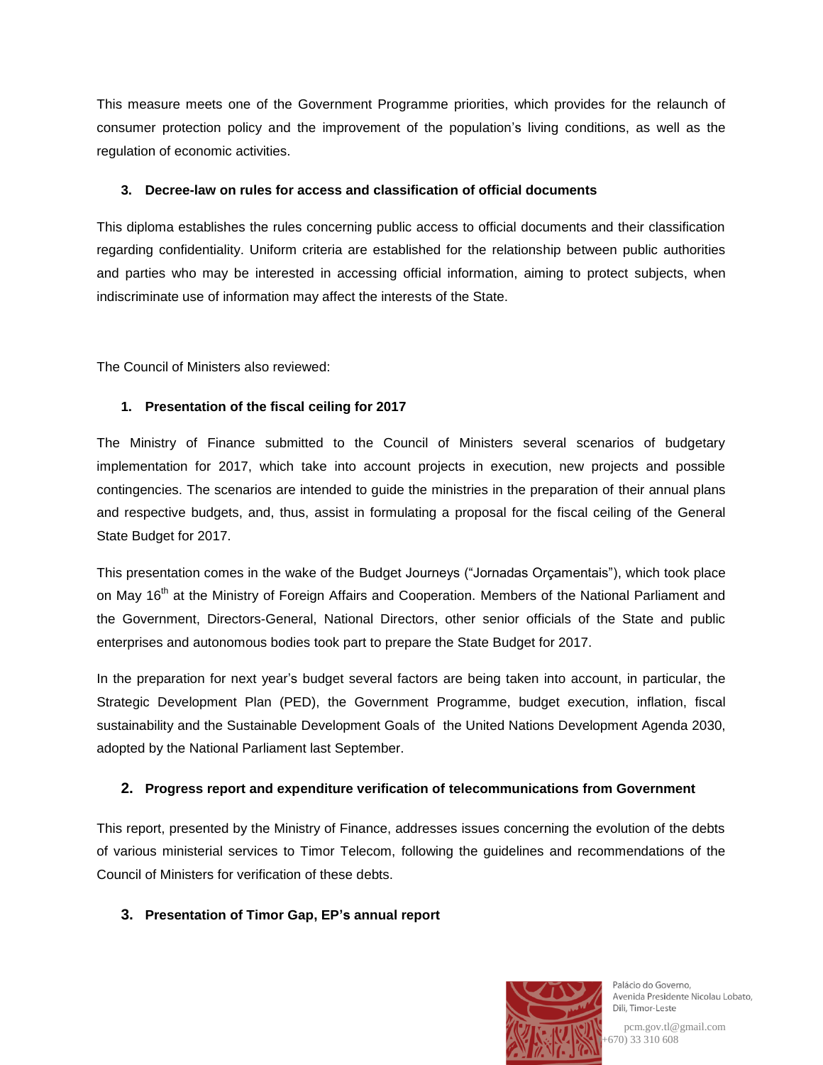This measure meets one of the Government Programme priorities, which provides for the relaunch of consumer protection policy and the improvement of the population's living conditions, as well as the regulation of economic activities.

**3. Decree-law on rules for access and classification of official documents**

This diploma establishes the rules concerning public access to official documents and their classification regarding confidentiality. Uniform criteria are established for the relationship between public authorities and parties who may be interested in accessing official information, aiming to protect subjects, when indiscriminate use of information may affect the interests of the State.

The Council of Ministers also reviewed:

**1. Presentation of the fiscal ceiling for 2017**

The Ministry of Finance submitted to the Council of Ministers several scenarios of budgetary implementation for 2017, which take into account projects in execution, new projects and possible contingencies. The scenarios are intended to guide the ministries in the preparation of their annual plans and respective budgets, and, thus, assist in formulating a proposal for the fiscal ceiling of the General State Budget for 2017.

This presentation comes in the wake of the Budget Journeys ("Jornadas Orçamentais"), which took place on May 16th at the Ministry of Foreign Affairs and Cooperation. Members of the National Parliament and the Government, Directors-General, National Directors, other senior officials of the State and public enterprises and autonomous bodies took part to prepare the State Budget for 2017.

In the preparation for next year's budget several factors are being taken into account, in particular, the Strategic Development Plan (PED), the Government Programme, budget execution, inflation, fiscal sustainability and the Sustainable Development Goals of the United Nations Development Agenda 2030, adopted by the National Parliament last September.

**2. Progress report and expenditure verification of telecommunications from Government**

This report, presented by the Ministry of Finance, addresses issues concerning the evolution of the debts of various ministerial services to Timor Telecom, following the guidelines and recommendations of the Council of Ministers for verification of these debts.

**3. Presentation of Timor Gap, EP's annual report**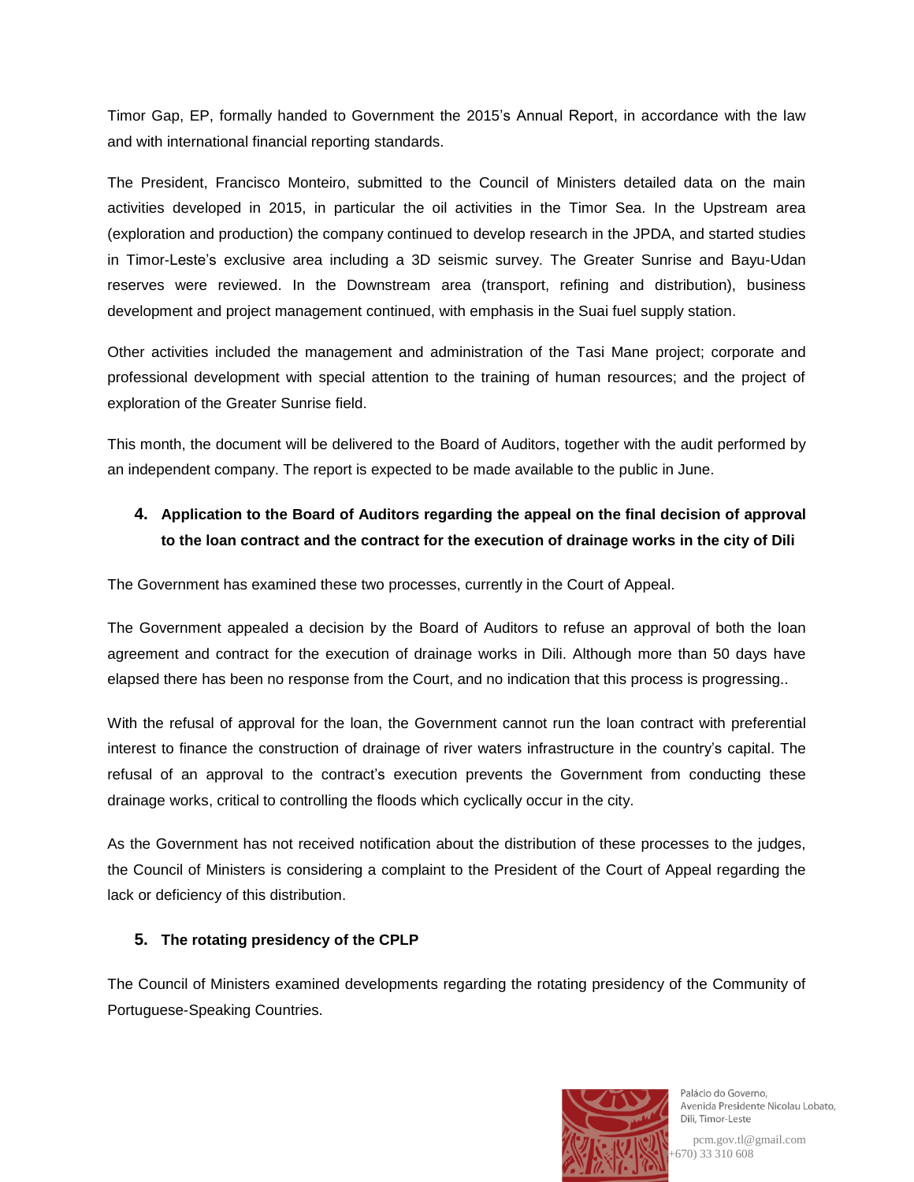Timor Gap, EP, formally handed to Government the 2015's Annual Report, in accordance with the law and with international financial reporting standards.

The President, Francisco Monteiro, submitted to the Council of Ministers detailed data on the main activities developed in 2015, in particular the oil activities in the Timor Sea. In the Upstream area (exploration and production) the company continued to develop research in the JPDA, and started studies in Timor-Leste's exclusive area including a 3D seismic survey. The Greater Sunrise and Bayu-Udan reserves were reviewed. In the Downstream area (transport, refining and distribution), business development and project management continued, with emphasis in the Suai fuel supply station.

Other activities included the management and administration of the Tasi Mane project; corporate and professional development with special attention to the training of human resources; and the project of exploration of the Greater Sunrise field.

This month, the document will be delivered to the Board of Auditors, together with the audit performed by an independent company. The report is expected to be made available to the public in June.

### 4. Application to the Board of Auditors regarding the appeal on the final decision of approval to the loan contract and the contract for the execution of drainage works in the city of Dili

The Government has examined these two processes, currently in the Court of Appeal.

The Government appealed a decision by the Board of Auditors to refuse an approval of both the loan agreement and contract for the execution of drainage works in Dili. Although more than 50 days have elapsed there has been no response from the Court, and no indication that this process is progressing..

With the refusal of approval for the loan, the Government cannot run the loan contract with preferential interest to finance the construction of drainage of river waters infrastructure in the country's capital. The refusal of an approval to the contract's execution prevents the Government from conducting these drainage works, critical to controlling the floods which cyclically occur in the city.

As the Government has not received notification about the distribution of these processes to the judges, the Council of Ministers is considering a complaint to the President of the Court of Appeal regarding the lack or deficiency of this distribution.

### 5. The rotating presidency of the CPLP

The Council of Ministers examined developments regarding the rotating presidency of the Community of Portuguese-Speaking Countries.